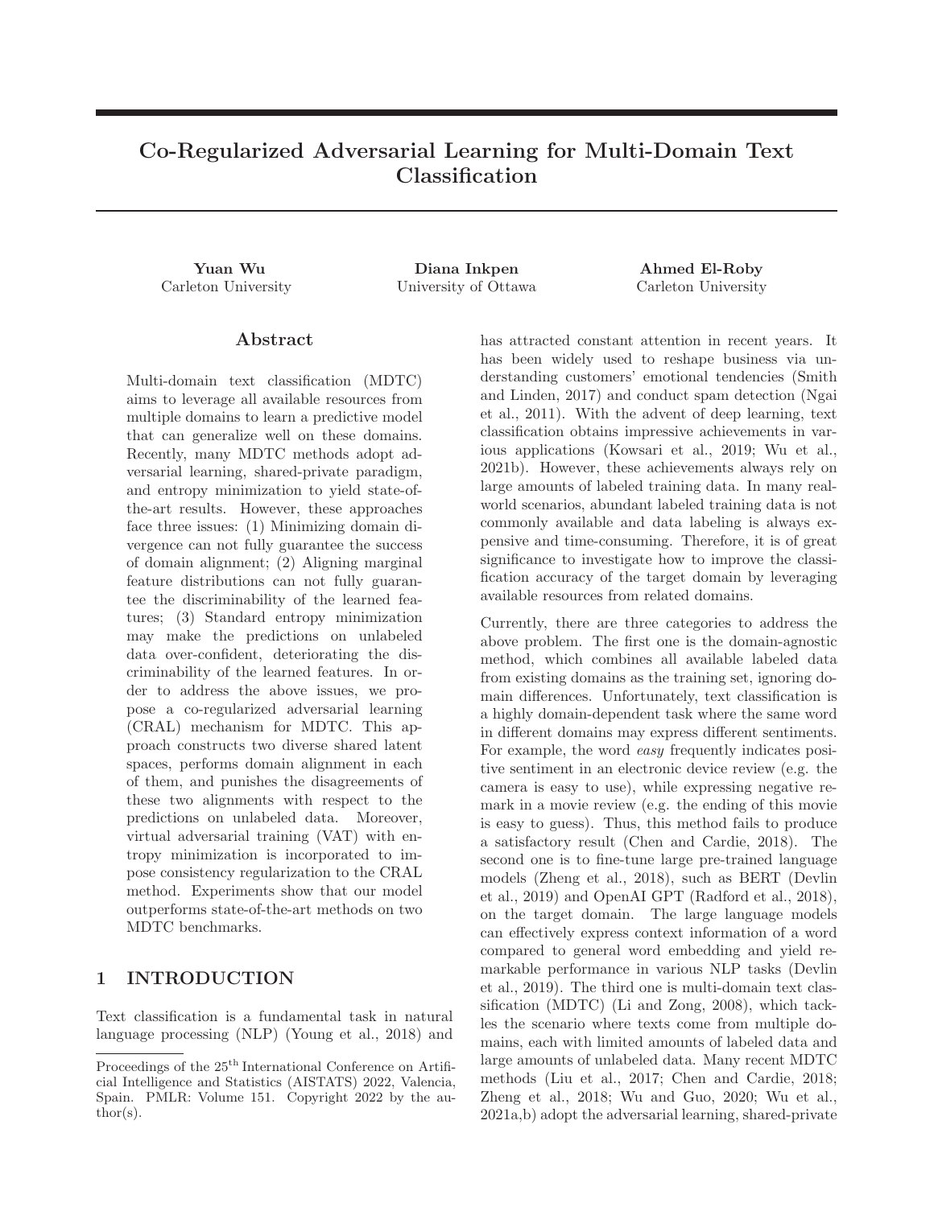# Co-Regularized Adversarial Learning for Multi-Domain Text Classification

**Yuan Wu**
Carleton University

**Diana Inkpen**
University of Ottawa

**Ahmed El-Roby**
Carleton University

## Abstract

Multi-domain text classification (MDTC) aims to leverage all available resources from multiple domains to learn a predictive model that can generalize well on these domains. Recently, many MDTC methods adopt adversarial learning, shared-private paradigm, and entropy minimization to yield state-of-the-art results. However, these approaches face three issues: (1) Minimizing domain divergence can not fully guarantee the success of domain alignment; (2) Aligning marginal feature distributions can not fully guarantee the discriminability of the learned features; (3) Standard entropy minimization may make the predictions on unlabeled data over-confident, deteriorating the discriminability of the learned features. In order to address the above issues, we propose a co-regularized adversarial learning (CRAL) mechanism for MDTC. This approach constructs two diverse shared latent spaces, performs domain alignment in each of them, and punishes the disagreements of these two alignments with respect to the predictions on unlabeled data. Moreover, virtual adversarial training (VAT) with entropy minimization is incorporated to impose consistency regularization to the CRAL method. Experiments show that our model outperforms state-of-the-art methods on two MDTC benchmarks.

## 1 INTRODUCTION

Text classification is a fundamental task in natural language processing (NLP) (Young et al., 2018) and has attracted constant attention in recent years. It has been widely used to reshape business via understanding customers' emotional tendencies (Smith and Linden, 2017) and conduct spam detection (Ngai et al., 2011). With the advent of deep learning, text classification obtains impressive achievements in various applications (Kowsari et al., 2019; Wu et al., 2021b). However, these achievements always rely on large amounts of labeled training data. In many real-world scenarios, abundant labeled training data is not commonly available and data labeling is always expensive and time-consuming. Therefore, it is of great significance to investigate how to improve the classification accuracy of the target domain by leveraging available resources from related domains.

Currently, there are three categories to address the above problem. The first one is the domain-agnostic method, which combines all available labeled data from existing domains as the training set, ignoring domain differences. Unfortunately, text classification is a highly domain-dependent task where the same word in different domains may express different sentiments. For example, the word *easy* frequently indicates positive sentiment in an electronic device review (e.g. the camera is easy to use), while expressing negative remark in a movie review (e.g. the ending of this movie is easy to guess). Thus, this method fails to produce a satisfactory result (Chen and Cardie, 2018). The second one is to fine-tune large pre-trained language models (Zheng et al., 2018), such as BERT (Devlin et al., 2019) and OpenAI GPT (Radford et al., 2018), on the target domain. The large language models can effectively express context information of a word compared to general word embedding and yield remarkable performance in various NLP tasks (Devlin et al., 2019). The third one is multi-domain text classification (MDTC) (Li and Zong, 2008), which tackles the scenario where texts come from multiple domains, each with limited amounts of labeled data and large amounts of unlabeled data. Many recent MDTC methods (Liu et al., 2017; Chen and Cardie, 2018; Zheng et al., 2018; Wu and Guo, 2020; Wu et al., 2021a,b) adopt the adversarial learning, shared-private

Proceedings of the 25[th] International Conference on Artificial Intelligence and Statistics (AISTATS) 2022, Valencia, Spain. PMLR: Volume 151. Copyright 2022 by the author(s).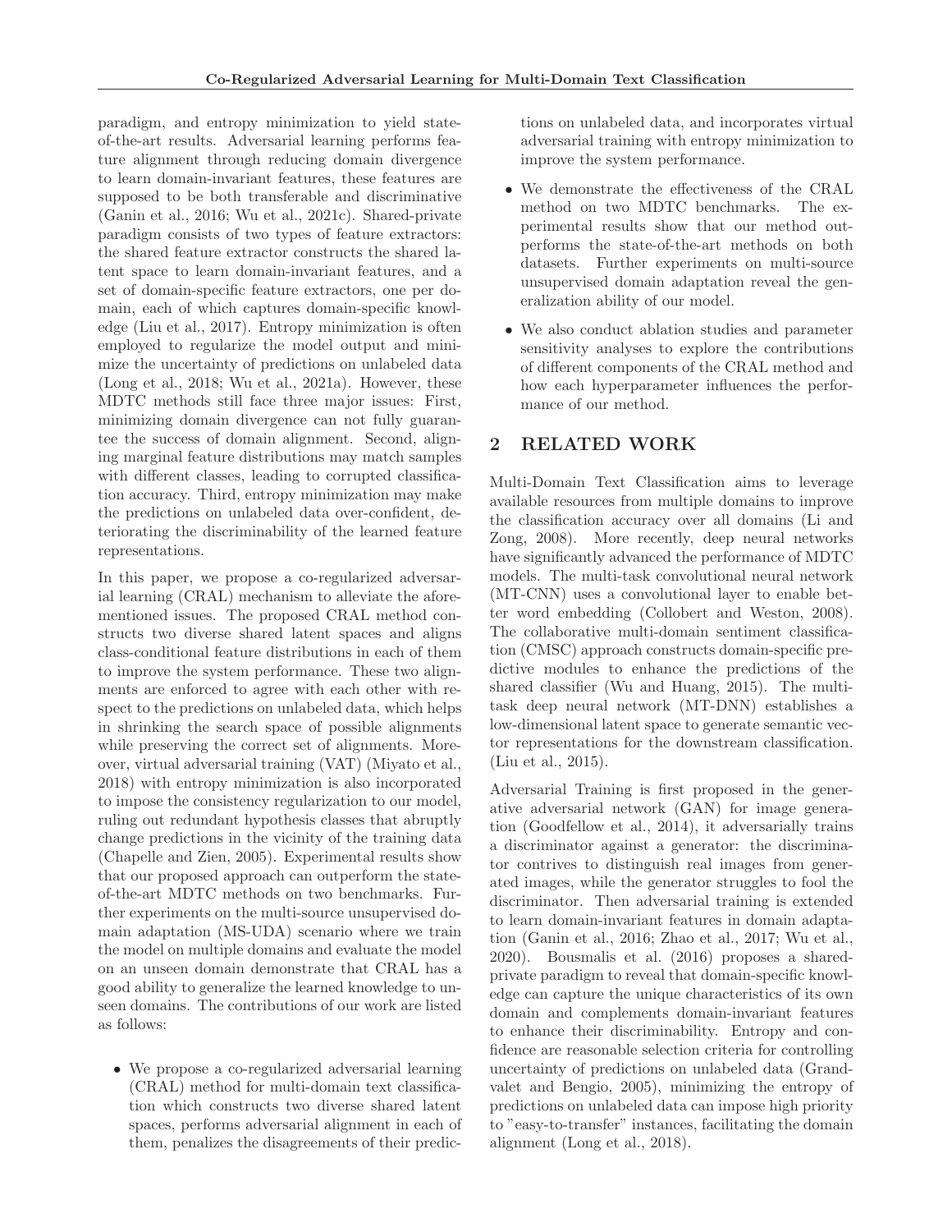paradigm, and entropy minimization to yield state-of-the-art results. Adversarial learning performs feature alignment through reducing domain divergence to learn domain-invariant features, these features are supposed to be both transferable and discriminative (Ganin et al., 2016; Wu et al., 2021c). Shared-private paradigm consists of two types of feature extractors: the shared feature extractor constructs the shared latent space to learn domain-invariant features, and a set of domain-specific feature extractors, one per domain, each of which captures domain-specific knowledge (Liu et al., 2017). Entropy minimization is often employed to regularize the model output and minimize the uncertainty of predictions on unlabeled data (Long et al., 2018; Wu et al., 2021a). However, these MDTC methods still face three major issues: First, minimizing domain divergence can not fully guarantee the success of domain alignment. Second, aligning marginal feature distributions may match samples with different classes, leading to corrupted classification accuracy. Third, entropy minimization may make the predictions on unlabeled data over-confident, deteriorating the discriminability of the learned feature representations.

In this paper, we propose a co-regularized adversarial learning (CRAL) mechanism to alleviate the aforementioned issues. The proposed CRAL method constructs two diverse shared latent spaces and aligns class-conditional feature distributions in each of them to improve the system performance. These two alignments are enforced to agree with each other with respect to the predictions on unlabeled data, which helps in shrinking the search space of possible alignments while preserving the correct set of alignments. Moreover, virtual adversarial training (VAT) (Miyato et al., 2018) with entropy minimization is also incorporated to impose the consistency regularization to our model, ruling out redundant hypothesis classes that abruptly change predictions in the vicinity of the training data (Chapelle and Zien, 2005). Experimental results show that our proposed approach can outperform the state-of-the-art MDTC methods on two benchmarks. Further experiments on the multi-source unsupervised domain adaptation (MS-UDA) scenario where we train the model on multiple domains and evaluate the model on an unseen domain demonstrate that CRAL has a good ability to generalize the learned knowledge to unseen domains. The contributions of our work are listed as follows:

- We propose a co-regularized adversarial learning (CRAL) method for multi-domain text classification which constructs two diverse shared latent spaces, performs adversarial alignment in each of them, penalizes the disagreements of their predictions on unlabeled data, and incorporates virtual adversarial training with entropy minimization to improve the system performance.
- We demonstrate the effectiveness of the CRAL method on two MDTC benchmarks. The experimental results show that our method outperforms the state-of-the-art methods on both datasets. Further experiments on multi-source unsupervised domain adaptation reveal the generalization ability of our model.
- We also conduct ablation studies and parameter sensitivity analyses to explore the contributions of different components of the CRAL method and how each hyperparameter influences the performance of our method.

## 2 RELATED WORK

Multi-Domain Text Classification aims to leverage available resources from multiple domains to improve the classification accuracy over all domains (Li and Zong, 2008). More recently, deep neural networks have significantly advanced the performance of MDTC models. The multi-task convolutional neural network (MT-CNN) uses a convolutional layer to enable better word embedding (Collobert and Weston, 2008). The collaborative multi-domain sentiment classification (CMSC) approach constructs domain-specific predictive modules to enhance the predictions of the shared classifier (Wu and Huang, 2015). The multi-task deep neural network (MT-DNN) establishes a low-dimensional latent space to generate semantic vector representations for the downstream classification. (Liu et al., 2015).

Adversarial Training is first proposed in the generative adversarial network (GAN) for image generation (Goodfellow et al., 2014), it adversarially trains a discriminator against a generator: the discriminator contrives to distinguish real images from generated images, while the generator struggles to fool the discriminator. Then adversarial training is extended to learn domain-invariant features in domain adaptation (Ganin et al., 2016; Zhao et al., 2017; Wu et al., 2020). Bousmalis et al. (2016) proposes a shared-private paradigm to reveal that domain-specific knowledge can capture the unique characteristics of its own domain and complements domain-invariant features to enhance their discriminability. Entropy and confidence are reasonable selection criteria for controlling uncertainty of predictions on unlabeled data (Grandvalet and Bengio, 2005), minimizing the entropy of predictions on unlabeled data can impose high priority to "easy-to-transfer" instances, facilitating the domain alignment (Long et al., 2018).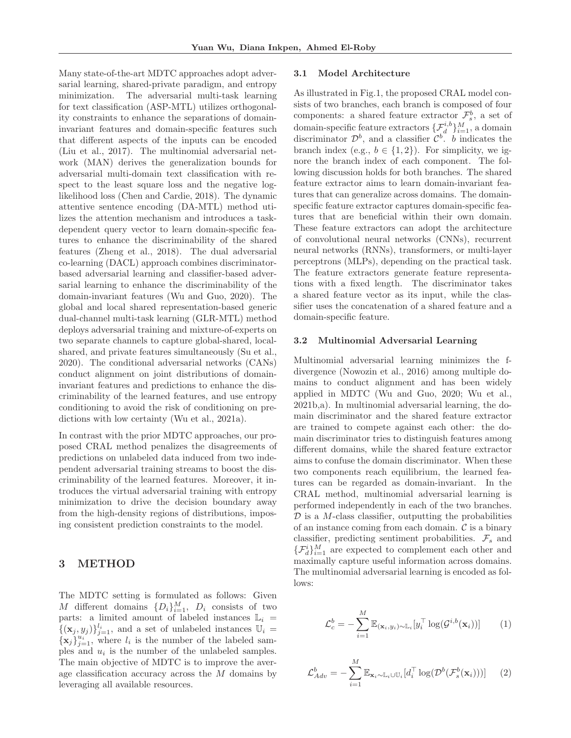Many state-of-the-art MDTC approaches adopt adversarial learning, shared-private paradigm, and entropy minimization. The adversarial multi-task learning for text classification (ASP-MTL) utilizes orthogonality constraints to enhance the separations of domain-invariant features and domain-specific features such that different aspects of the inputs can be encoded (Liu et al., 2017). The multinomial adversarial network (MAN) derives the generalization bounds for adversarial multi-domain text classification with respect to the least square loss and the negative log-likelihood loss (Chen and Cardie, 2018). The dynamic attentive sentence encoding (DA-MTL) method utilizes the attention mechanism and introduces a task-dependent query vector to learn domain-specific features to enhance the discriminability of the shared features (Zheng et al., 2018). The dual adversarial co-learning (DACL) approach combines discriminator-based adversarial learning and classifier-based adversarial learning to enhance the discriminability of the domain-invariant features (Wu and Guo, 2020). The global and local shared representation-based generic dual-channel multi-task learning (GLR-MTL) method deploys adversarial training and mixture-of-experts on two separate channels to capture global-shared, local-shared, and private features simultaneously (Su et al., 2020). The conditional adversarial networks (CANs) conduct alignment on joint distributions of domain-invariant features and predictions to enhance the discriminability of the learned features, and use entropy conditioning to avoid the risk of conditioning on predictions with low certainty (Wu et al., 2021a).

In contrast with the prior MDTC approaches, our proposed CRAL method penalizes the disagreements of predictions on unlabeled data induced from two independent adversarial training streams to boost the discriminability of the learned features. Moreover, it introduces the virtual adversarial training with entropy minimization to drive the decision boundary away from the high-density regions of distributions, imposing consistent prediction constraints to the model.

# 3 METHOD

The MDTC setting is formulated as follows: Given $M$ different domains $\{D_i\}_{i=1}^M$, $D_i$ consists of two parts: a limited amount of labeled instances $\mathbb{L}_i = \{(\mathbf{x}_j, y_j)\}_{j=1}^{l_i}$, and a set of unlabeled instances $\mathbb{U}_i = \{\mathbf{x}_j\}_{j=1}^{u_i}$, where $l_i$ is the number of the labeled samples and $u_i$ is the number of the unlabeled samples. The main objective of MDTC is to improve the average classification accuracy across the $M$ domains by leveraging all available resources.

## 3.1 Model Architecture

As illustrated in Fig.1, the proposed CRAL model consists of two branches, each branch is composed of four components: a shared feature extractor $\mathcal{F}_s^b$, a set of domain-specific feature extractors $\{\mathcal{F}_d^{i,b}\}_{i=1}^M$, a domain discriminator $\mathcal{D}^b$, and a classifier $\mathcal{C}^b$. $b$ indicates the branch index (e.g., $b \in \{1, 2\}$). For simplicity, we ignore the branch index of each component. The following discussion holds for both branches. The shared feature extractor aims to learn domain-invariant features that can generalize across domains. The domain-specific feature extractor captures domain-specific features that are beneficial within their own domain. These feature extractors can adopt the architecture of convolutional neural networks (CNNs), recurrent neural networks (RNNs), transformers, or multi-layer perceptrons (MLPs), depending on the practical task. The feature extractors generate feature representations with a fixed length. The discriminator takes a shared feature vector as its input, while the classifier uses the concatenation of a shared feature and a domain-specific feature.

## 3.2 Multinomial Adversarial Learning

Multinomial adversarial learning minimizes the f-divergence (Nowozin et al., 2016) among multiple domains to conduct alignment and has been widely applied in MDTC (Wu and Guo, 2020; Wu et al., 2021b,a). In multinomial adversarial learning, the domain discriminator and the shared feature extractor are trained to compete against each other: the domain discriminator tries to distinguish features among different domains, while the shared feature extractor aims to confuse the domain discriminator. When these two components reach equilibrium, the learned features can be regarded as domain-invariant. In the CRAL method, multinomial adversarial learning is performed independently in each of the two branches. $\mathcal{D}$ is a $M$-class classifier, outputting the probabilities of an instance coming from each domain. $\mathcal{C}$ is a binary classifier, predicting sentiment probabilities. $\mathcal{F}_s$ and $\{\mathcal{F}_d^i\}_{i=1}^M$ are expected to complement each other and maximally capture useful information across domains. The multinomial adversarial learning is encoded as follows:

$$\mathcal{L}_c^b = -\sum_{i=1}^{M} \mathbb{E}_{(\mathbf{x}_i, y_i) \sim \mathbb{L}_i}[y_i^\top \log(\mathcal{G}^{i,b}(\mathbf{x}_i))] \qquad (1)$$

$$\mathcal{L}_{Adv}^b = -\sum_{i=1}^{M} \mathbb{E}_{\mathbf{x}_i \sim \mathbb{L}_i \cup \mathbb{U}_i}[d_i^\top \log(\mathcal{D}^b(\mathcal{F}_s^b(\mathbf{x}_i)))] \qquad (2)$$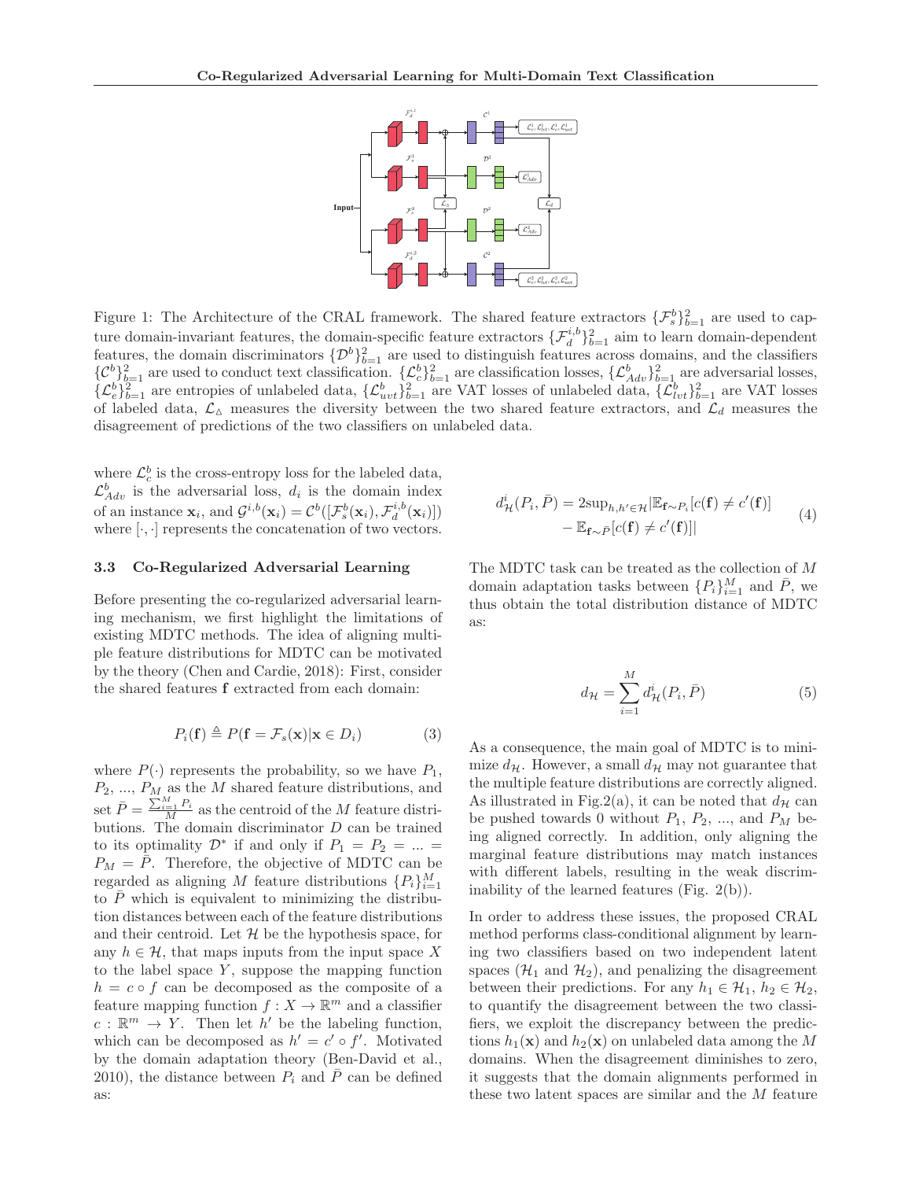Figure 1: The Architecture of the CRAL framework. The shared feature extractors $\{\mathcal{F}_s^b\}_{b=1}^2$ are used to capture domain-invariant features, the domain-specific feature extractors $\{\mathcal{F}_d^{i,b}\}_{b=1}^2$ aim to learn domain-dependent features, the domain discriminators $\{\mathcal{D}^b\}_{b=1}^2$ are used to distinguish features across domains, and the classifiers $\{\mathcal{C}^b\}_{b=1}^2$ are used to conduct text classification. $\{\mathcal{L}_c^b\}_{b=1}^2$ are classification losses, $\{\mathcal{L}_{Adv}^b\}_{b=1}^2$ are adversarial losses, $\{\mathcal{L}_e^b\}_{b=1}^2$ are entropies of unlabeled data, $\{\mathcal{L}_{uvt}^b\}_{b=1}^2$ are VAT losses of unlabeled data, $\{\mathcal{L}_{lvt}^b\}_{b=1}^2$ are VAT losses of labeled data, $\mathcal{L}_{\triangle}$ measures the diversity between the two shared feature extractors, and $\mathcal{L}_d$ measures the disagreement of predictions of the two classifiers on unlabeled data.

where $\mathcal{L}_c^b$ is the cross-entropy loss for the labeled data, $\mathcal{L}_{Adv}^b$ is the adversarial loss, $d_i$ is the domain index of an instance $\mathbf{x}_i$, and $\mathcal{G}^{i,b}(\mathbf{x}_i) = \mathcal{C}^b([\mathcal{F}_s^b(\mathbf{x}_i), \mathcal{F}_d^{i,b}(\mathbf{x}_i)])$ where $[\cdot,\cdot]$ represents the concatenation of two vectors.

### 3.3 Co-Regularized Adversarial Learning

Before presenting the co-regularized adversarial learning mechanism, we first highlight the limitations of existing MDTC methods. The idea of aligning multiple feature distributions for MDTC can be motivated by the theory (Chen and Cardie, 2018): First, consider the shared features $\mathbf{f}$ extracted from each domain:

$$P_i(\mathbf{f}) \triangleq P(\mathbf{f} = \mathcal{F}_s(\mathbf{x})|\mathbf{x} \in D_i) \tag{3}$$

where $P(\cdot)$ represents the probability, so we have $P_1$, $P_2$, ..., $P_M$ as the $M$ shared feature distributions, and set $\bar{P} = \frac{\sum_{i=1}^M P_i}{M}$ as the centroid of the $M$ feature distributions. The domain discriminator $D$ can be trained to its optimality $\mathcal{D}^*$ if and only if $P_1 = P_2 = ... = P_M = \bar{P}$. Therefore, the objective of MDTC can be regarded as aligning $M$ feature distributions $\{P_i\}_{i=1}^M$ to $\bar{P}$ which is equivalent to minimizing the distribution distances between each of the feature distributions and their centroid. Let $\mathcal{H}$ be the hypothesis space, for any $h \in \mathcal{H}$, that maps inputs from the input space $X$ to the label space $Y$, suppose the mapping function $h = c \circ f$ can be decomposed as the composite of a feature mapping function $f : X \to \mathbb{R}^m$ and a classifier $c : \mathbb{R}^m \to Y$. Then let $h'$ be the labeling function, which can be decomposed as $h' = c' \circ f'$. Motivated by the domain adaptation theory (Ben-David et al., 2010), the distance between $P_i$ and $\bar{P}$ can be defined as:

$$\begin{aligned} d_{\mathcal{H}}^i(P_i, \bar{P}) = 2\text{sup}_{h,h' \in \mathcal{H}} |&\mathbb{E}_{\mathbf{f} \sim P_i}[c(\mathbf{f}) \neq c'(\mathbf{f})] \\ &- \mathbb{E}_{\mathbf{f} \sim \bar{P}}[c(\mathbf{f}) \neq c'(\mathbf{f})]| \end{aligned} \tag{4}$$

The MDTC task can be treated as the collection of $M$ domain adaptation tasks between $\{P_i\}_{i=1}^M$ and $\bar{P}$, we thus obtain the total distribution distance of MDTC as:

$$d_{\mathcal{H}} = \sum_{i=1}^M d_{\mathcal{H}}^i(P_i, \bar{P}) \tag{5}$$

As a consequence, the main goal of MDTC is to minimize $d_{\mathcal{H}}$. However, a small $d_{\mathcal{H}}$ may not guarantee that the multiple feature distributions are correctly aligned. As illustrated in Fig.2(a), it can be noted that $d_{\mathcal{H}}$ can be pushed towards 0 without $P_1$, $P_2$, ..., and $P_M$ being aligned correctly. In addition, only aligning the marginal feature distributions may match instances with different labels, resulting in the weak discriminability of the learned features (Fig. 2(b)).

In order to address these issues, the proposed CRAL method performs class-conditional alignment by learning two classifiers based on two independent latent spaces ($\mathcal{H}_1$ and $\mathcal{H}_2$), and penalizing the disagreement between their predictions. For any $h_1 \in \mathcal{H}_1$, $h_2 \in \mathcal{H}_2$, to quantify the disagreement between the two classifiers, we exploit the discrepancy between the predictions $h_1(\mathbf{x})$ and $h_2(\mathbf{x})$ on unlabeled data among the $M$ domains. When the disagreement diminishes to zero, it suggests that the domain alignments performed in these two latent spaces are similar and the $M$ feature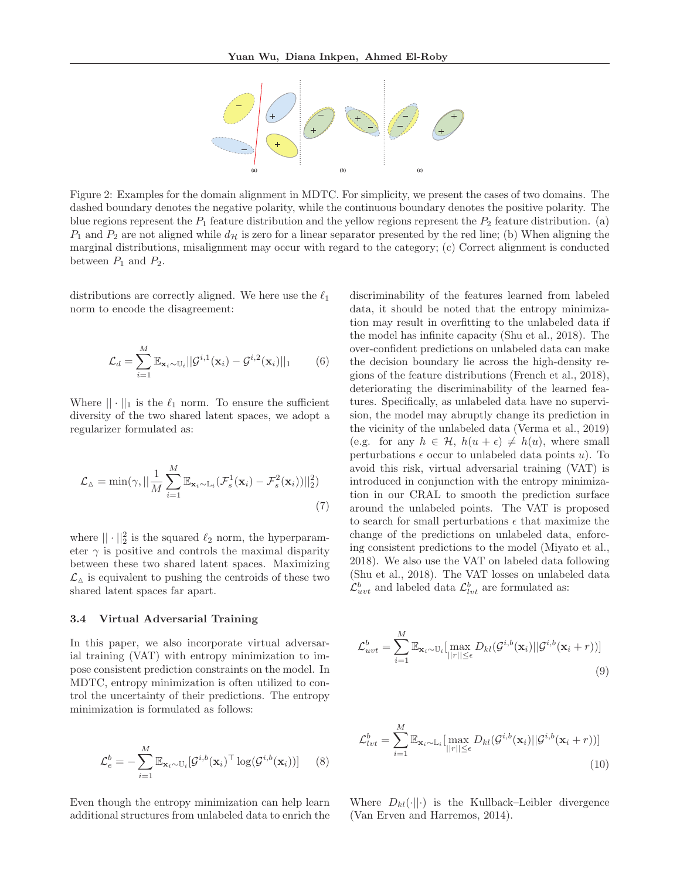Figure 2: Examples for the domain alignment in MDTC. For simplicity, we present the cases of two domains. The dashed boundary denotes the negative polarity, while the continuous boundary denotes the positive polarity. The blue regions represent the $P_1$ feature distribution and the yellow regions represent the $P_2$ feature distribution. (a) $P_1$ and $P_2$ are not aligned while $d_{\mathcal{H}}$ is zero for a linear separator presented by the red line; (b) When aligning the marginal distributions, misalignment may occur with regard to the category; (c) Correct alignment is conducted between $P_1$ and $P_2$.

distributions are correctly aligned. We here use the $\ell_1$ norm to encode the disagreement:

$$\mathcal{L}_d = \sum_{i=1}^{M} \mathbb{E}_{\mathbf{x}_i \sim \mathbb{U}_i} ||\mathcal{G}^{i,1}(\mathbf{x}_i) - \mathcal{G}^{i,2}(\mathbf{x}_i)||_1 \tag{6}$$

Where $|| \cdot ||_1$ is the $\ell_1$ norm. To ensure the sufficient diversity of the two shared latent spaces, we adopt a regularizer formulated as:

$$\mathcal{L}_{\vartriangle} = \min(\gamma, ||\frac{1}{M}\sum_{i=1}^{M} \mathbb{E}_{\mathbf{x}_i \sim \mathbb{L}_i}(\mathcal{F}_s^1(\mathbf{x}_i) - \mathcal{F}_s^2(\mathbf{x}_i))||_2^2) \tag{7}$$

where $|| \cdot ||_2^2$ is the squared $\ell_2$ norm, the hyperparameter $\gamma$ is positive and controls the maximal disparity between these two shared latent spaces. Maximizing $\mathcal{L}_{\vartriangle}$ is equivalent to pushing the centroids of these two shared latent spaces far apart.

### 3.4 Virtual Adversarial Training

In this paper, we also incorporate virtual adversarial training (VAT) with entropy minimization to impose consistent prediction constraints on the model. In MDTC, entropy minimization is often utilized to control the uncertainty of their predictions. The entropy minimization is formulated as follows:

$$\mathcal{L}_e^b = -\sum_{i=1}^{M} \mathbb{E}_{\mathbf{x}_i \sim \mathbb{U}_i}[\mathcal{G}^{i,b}(\mathbf{x}_i)^\top \log(\mathcal{G}^{i,b}(\mathbf{x}_i))] \tag{8}$$

Even though the entropy minimization can help learn additional structures from unlabeled data to enrich the discriminability of the features learned from labeled data, it should be noted that the entropy minimization may result in overfitting to the unlabeled data if the model has infinite capacity (Shu et al., 2018). The over-confident predictions on unlabeled data can make the decision boundary lie across the high-density regions of the feature distributions (French et al., 2018), deteriorating the discriminability of the learned features. Specifically, as unlabeled data have no supervision, the model may abruptly change its prediction in the vicinity of the unlabeled data (Verma et al., 2019) (e.g. for any $h \in \mathcal{H}$, $h(u+\epsilon) \neq h(u)$, where small perturbations $\epsilon$ occur to unlabeled data points $u$). To avoid this risk, virtual adversarial training (VAT) is introduced in conjunction with the entropy minimization in our CRAL to smooth the prediction surface around the unlabeled points. The VAT is proposed to search for small perturbations $\epsilon$ that maximize the change of the predictions on unlabeled data, enforcing consistent predictions to the model (Miyato et al., 2018). We also use the VAT on labeled data following (Shu et al., 2018). The VAT losses on unlabeled data $\mathcal{L}_{uvt}^b$ and labeled data $\mathcal{L}_{lvt}^b$ are formulated as:

$$\mathcal{L}_{uvt}^b = \sum_{i=1}^{M} \mathbb{E}_{\mathbf{x}_i \sim \mathbb{U}_i}[\max_{||r|| \leq \epsilon} D_{kl}(\mathcal{G}^{i,b}(\mathbf{x}_i) || \mathcal{G}^{i,b}(\mathbf{x}_i + r))] \tag{9}$$

$$\mathcal{L}_{lvt}^b = \sum_{i=1}^{M} \mathbb{E}_{\mathbf{x}_i \sim \mathbb{L}_i}[\max_{||r|| \leq \epsilon} D_{kl}(\mathcal{G}^{i,b}(\mathbf{x}_i) || \mathcal{G}^{i,b}(\mathbf{x}_i + r))] \tag{10}$$

Where $D_{kl}(\cdot||\cdot)$ is the Kullback–Leibler divergence (Van Erven and Harremos, 2014).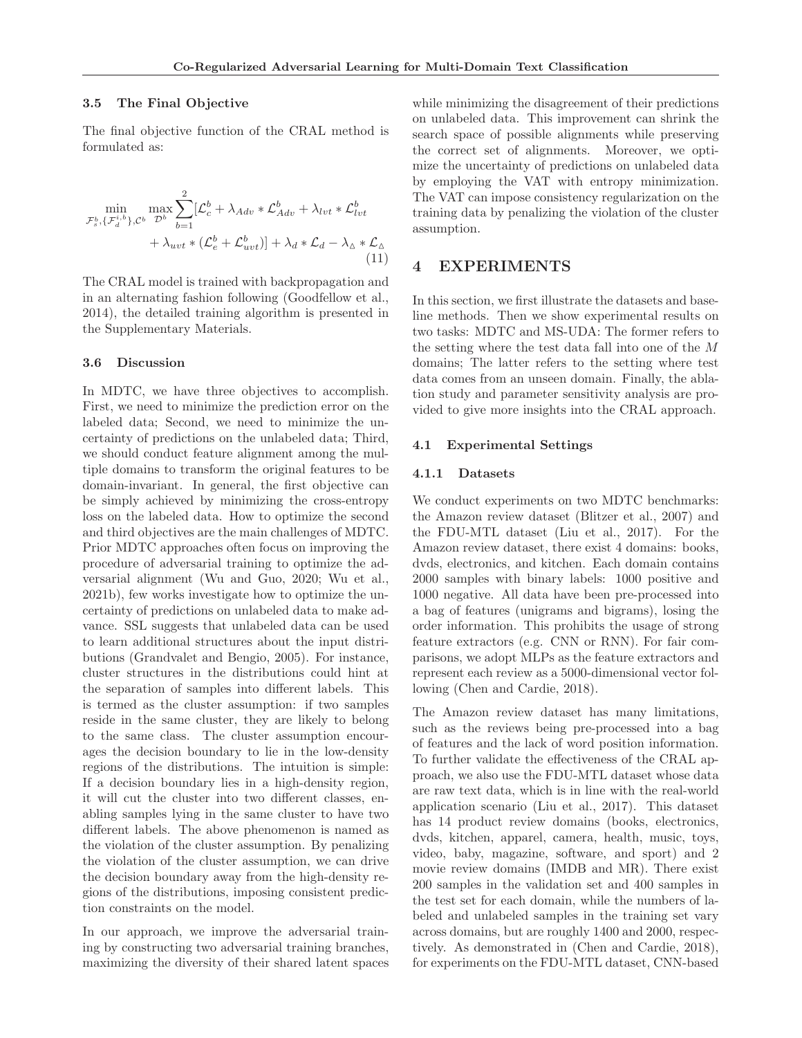### 3.5 The Final Objective

The final objective function of the CRAL method is formulated as:

$$\min_{\mathcal{F}_s^b, \{\mathcal{F}_d^{i,b}\}, \mathcal{C}^b} \max_{\mathcal{D}^b} \sum_{b=1}^{2} [\mathcal{L}_c^b + \lambda_{Adv} * \mathcal{L}_{Adv}^b + \lambda_{lvt} * \mathcal{L}_{lvt}^b + \lambda_{uvt} * (\mathcal{L}_e^b + \mathcal{L}_{uvt}^b)] + \lambda_d * \mathcal{L}_d - \lambda_{\vartriangle} * \mathcal{L}_{\vartriangle} \tag{11}$$

The CRAL model is trained with backpropagation and in an alternating fashion following (Goodfellow et al., 2014), the detailed training algorithm is presented in the Supplementary Materials.

### 3.6 Discussion

In MDTC, we have three objectives to accomplish. First, we need to minimize the prediction error on the labeled data; Second, we need to minimize the uncertainty of predictions on the unlabeled data; Third, we should conduct feature alignment among the multiple domains to transform the original features to be domain-invariant. In general, the first objective can be simply achieved by minimizing the cross-entropy loss on the labeled data. How to optimize the second and third objectives are the main challenges of MDTC. Prior MDTC approaches often focus on improving the procedure of adversarial training to optimize the adversarial alignment (Wu and Guo, 2020; Wu et al., 2021b), few works investigate how to optimize the uncertainty of predictions on unlabeled data to make advance. SSL suggests that unlabeled data can be used to learn additional structures about the input distributions (Grandvalet and Bengio, 2005). For instance, cluster structures in the distributions could hint at the separation of samples into different labels. This is termed as the cluster assumption: if two samples reside in the same cluster, they are likely to belong to the same class. The cluster assumption encourages the decision boundary to lie in the low-density regions of the distributions. The intuition is simple: If a decision boundary lies in a high-density region, it will cut the cluster into two different classes, enabling samples lying in the same cluster to have two different labels. The above phenomenon is named as the violation of the cluster assumption. By penalizing the violation of the cluster assumption, we can drive the decision boundary away from the high-density regions of the distributions, imposing consistent prediction constraints on the model.

In our approach, we improve the adversarial training by constructing two adversarial training branches, maximizing the diversity of their shared latent spaces while minimizing the disagreement of their predictions on unlabeled data. This improvement can shrink the search space of possible alignments while preserving the correct set of alignments. Moreover, we optimize the uncertainty of predictions on unlabeled data by employing the VAT with entropy minimization. The VAT can impose consistency regularization on the training data by penalizing the violation of the cluster assumption.

## 4 EXPERIMENTS

In this section, we first illustrate the datasets and baseline methods. Then we show experimental results on two tasks: MDTC and MS-UDA: The former refers to the setting where the test data fall into one of the $M$ domains; The latter refers to the setting where test data comes from an unseen domain. Finally, the ablation study and parameter sensitivity analysis are provided to give more insights into the CRAL approach.

### 4.1 Experimental Settings

#### 4.1.1 Datasets

We conduct experiments on two MDTC benchmarks: the Amazon review dataset (Blitzer et al., 2007) and the FDU-MTL dataset (Liu et al., 2017). For the Amazon review dataset, there exist 4 domains: books, dvds, electronics, and kitchen. Each domain contains 2000 samples with binary labels: 1000 positive and 1000 negative. All data have been pre-processed into a bag of features (unigrams and bigrams), losing the order information. This prohibits the usage of strong feature extractors (e.g. CNN or RNN). For fair comparisons, we adopt MLPs as the feature extractors and represent each review as a 5000-dimensional vector following (Chen and Cardie, 2018).

The Amazon review dataset has many limitations, such as the reviews being pre-processed into a bag of features and the lack of word position information. To further validate the effectiveness of the CRAL approach, we also use the FDU-MTL dataset whose data are raw text data, which is in line with the real-world application scenario (Liu et al., 2017). This dataset has 14 product review domains (books, electronics, dvds, kitchen, apparel, camera, health, music, toys, video, baby, magazine, software, and sport) and 2 movie review domains (IMDB and MR). There exist 200 samples in the validation set and 400 samples in the test set for each domain, while the numbers of labeled and unlabeled samples in the training set vary across domains, but are roughly 1400 and 2000, respectively. As demonstrated in (Chen and Cardie, 2018), for experiments on the FDU-MTL dataset, CNN-based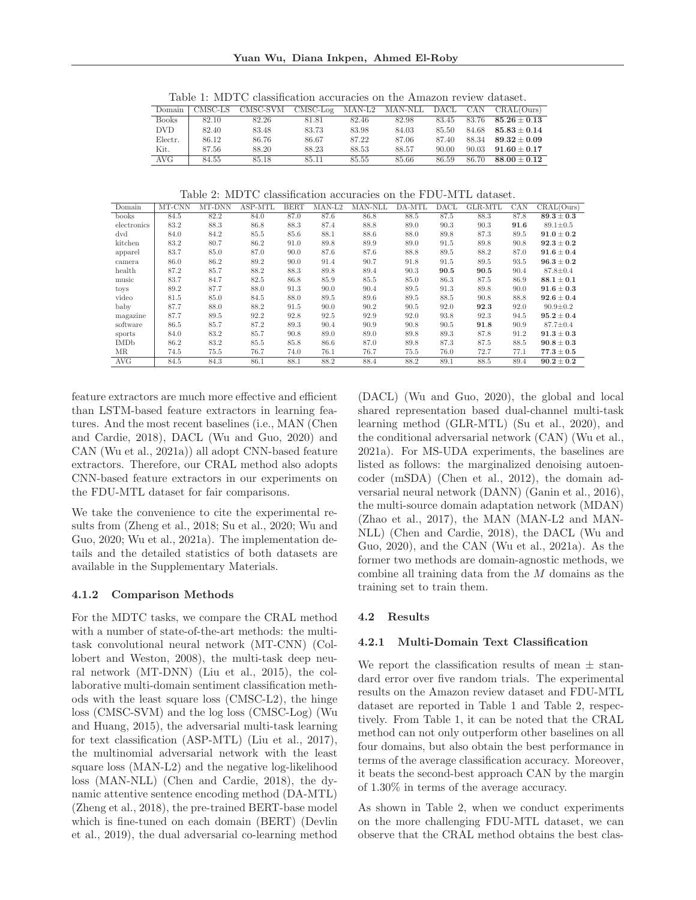Table 1: MDTC classification accuracies on the Amazon review dataset.

| Domain | CMSC-LS | CMSC-SVM | CMSC-Log | MAN-L2 | MAN-NLL | DACL | CAN | CRAL(Ours) |
|---|---|---|---|---|---|---|---|---|
| Books | 82.10 | 82.26 | 81.81 | 82.46 | 82.98 | 83.45 | 83.76 | **85.26 ± 0.13** |
| DVD | 82.40 | 83.48 | 83.73 | 83.98 | 84.03 | 85.50 | 84.68 | **85.83 ± 0.14** |
| Electr. | 86.12 | 86.76 | 86.67 | 87.22 | 87.06 | 87.40 | 88.34 | **89.32 ± 0.09** |
| Kit. | 87.56 | 88.20 | 88.23 | 88.53 | 88.57 | 90.00 | 90.03 | **91.60 ± 0.17** |
| AVG | 84.55 | 85.18 | 85.11 | 85.55 | 85.66 | 86.59 | 86.70 | **88.00 ± 0.12** |

Table 2: MDTC classification accuracies on the FDU-MTL dataset.

| Domain | MT-CNN | MT-DNN | ASP-MTL | BERT | MAN-L2 | MAN-NLL | DA-MTL | DACL | GLR-MTL | CAN | CRAL(Ours) |
|---|---|---|---|---|---|---|---|---|---|---|---|
| books | 84.5 | 82.2 | 84.0 | 87.0 | 87.6 | 86.8 | 88.5 | 87.5 | 88.3 | 87.8 | **89.3 ± 0.3** |
| electronics | 83.2 | 88.3 | 86.8 | 88.3 | 87.4 | 88.8 | 89.0 | 90.3 | 90.3 | **91.6** | 89.1±0.5 |
| dvd | 84.0 | 84.2 | 85.5 | 85.6 | 88.1 | 88.6 | 88.0 | 89.8 | 87.3 | 89.5 | **91.0 ± 0.2** |
| kitchen | 83.2 | 80.7 | 86.2 | 91.0 | 89.8 | 89.9 | 89.0 | 91.5 | 89.8 | 90.8 | **92.3 ± 0.2** |
| apparel | 83.7 | 85.0 | 87.0 | 90.0 | 87.6 | 87.6 | 88.8 | 89.5 | 88.2 | 87.0 | **91.6 ± 0.4** |
| camera | 86.0 | 86.2 | 89.2 | 90.0 | 91.4 | 90.7 | 91.8 | 91.5 | 89.5 | 93.5 | **96.3 ± 0.2** |
| health | 87.2 | 85.7 | 88.2 | 88.3 | 89.8 | 89.4 | 90.3 | **90.5** | **90.5** | 90.4 | 87.8±0.4 |
| music | 83.7 | 84.7 | 82.5 | 86.8 | 85.9 | 85.5 | 85.0 | 86.3 | 87.5 | 86.9 | **88.1 ± 0.1** |
| toys | 89.2 | 87.7 | 88.0 | 91.3 | 90.0 | 90.4 | 89.5 | 91.3 | 89.8 | 90.0 | **91.6 ± 0.3** |
| video | 81.5 | 85.0 | 84.5 | 88.0 | 89.5 | 89.6 | 89.5 | 88.5 | 90.8 | 88.8 | **92.6 ± 0.4** |
| baby | 87.7 | 88.0 | 88.2 | 91.5 | 90.0 | 90.2 | 90.5 | 92.0 | **92.3** | 92.0 | 90.9±0.2 |
| magazine | 87.7 | 89.5 | 92.2 | 92.8 | 92.5 | 92.9 | 92.0 | 93.8 | 92.3 | 94.5 | **95.2 ± 0.4** |
| software | 86.5 | 85.7 | 87.2 | 89.3 | 90.4 | 90.9 | 90.8 | 90.5 | **91.8** | 90.9 | 87.7±0.4 |
| sports | 84.0 | 83.2 | 85.7 | 90.8 | 89.0 | 89.0 | 89.8 | 89.3 | 87.8 | 91.2 | **91.3 ± 0.3** |
| IMDb | 86.2 | 83.2 | 85.5 | 85.8 | 86.6 | 87.0 | 89.8 | 87.3 | 87.5 | 88.5 | **90.8 ± 0.3** |
| MR | 74.5 | 75.5 | 76.7 | 74.0 | 76.1 | 76.7 | 75.5 | 76.0 | 72.7 | 77.1 | **77.3 ± 0.5** |
| AVG | 84.5 | 84.3 | 86.1 | 88.1 | 88.2 | 88.4 | 88.2 | 89.1 | 88.5 | 89.4 | **90.2 ± 0.2** |

feature extractors are much more effective and efficient than LSTM-based feature extractors in learning features. And the most recent baselines (i.e., MAN (Chen and Cardie, 2018), DACL (Wu and Guo, 2020) and CAN (Wu et al., 2021a)) all adopt CNN-based feature extractors. Therefore, our CRAL method also adopts CNN-based feature extractors in our experiments on the FDU-MTL dataset for fair comparisons.

We take the convenience to cite the experimental results from (Zheng et al., 2018; Su et al., 2020; Wu and Guo, 2020; Wu et al., 2021a). The implementation details and the detailed statistics of both datasets are available in the Supplementary Materials.

#### 4.1.2 Comparison Methods

For the MDTC tasks, we compare the CRAL method with a number of state-of-the-art methods: the multi-task convolutional neural network (MT-CNN) (Collobert and Weston, 2008), the multi-task deep neural network (MT-DNN) (Liu et al., 2015), the collaborative multi-domain sentiment classification methods with the least square loss (CMSC-L2), the hinge loss (CMSC-SVM) and the log loss (CMSC-Log) (Wu and Huang, 2015), the adversarial multi-task learning for text classification (ASP-MTL) (Liu et al., 2017), the multinomial adversarial network with the least square loss (MAN-L2) and the negative log-likelihood loss (MAN-NLL) (Chen and Cardie, 2018), the dynamic attentive sentence encoding method (DA-MTL) (Zheng et al., 2018), the pre-trained BERT-base model which is fine-tuned on each domain (BERT) (Devlin et al., 2019), the dual adversarial co-learning method (DACL) (Wu and Guo, 2020), the global and local shared representation based dual-channel multi-task learning method (GLR-MTL) (Su et al., 2020), and the conditional adversarial network (CAN) (Wu et al., 2021a). For MS-UDA experiments, the baselines are listed as follows: the marginalized denoising autoencoder (mSDA) (Chen et al., 2012), the domain adversarial neural network (DANN) (Ganin et al., 2016), the multi-source domain adaptation network (MDAN) (Zhao et al., 2017), the MAN (MAN-L2 and MAN-NLL) (Chen and Cardie, 2018), the DACL (Wu and Guo, 2020), and the CAN (Wu et al., 2021a). As the former two methods are domain-agnostic methods, we combine all training data from the $M$ domains as the training set to train them.

### 4.2 Results

#### 4.2.1 Multi-Domain Text Classification

We report the classification results of mean ± standard error over five random trials. The experimental results on the Amazon review dataset and FDU-MTL dataset are reported in Table 1 and Table 2, respectively. From Table 1, it can be noted that the CRAL method can not only outperform other baselines on all four domains, but also obtain the best performance in terms of the average classification accuracy. Moreover, it beats the second-best approach CAN by the margin of 1.30% in terms of the average accuracy.

As shown in Table 2, when we conduct experiments on the more challenging FDU-MTL dataset, we can observe that the CRAL method obtains the best clas-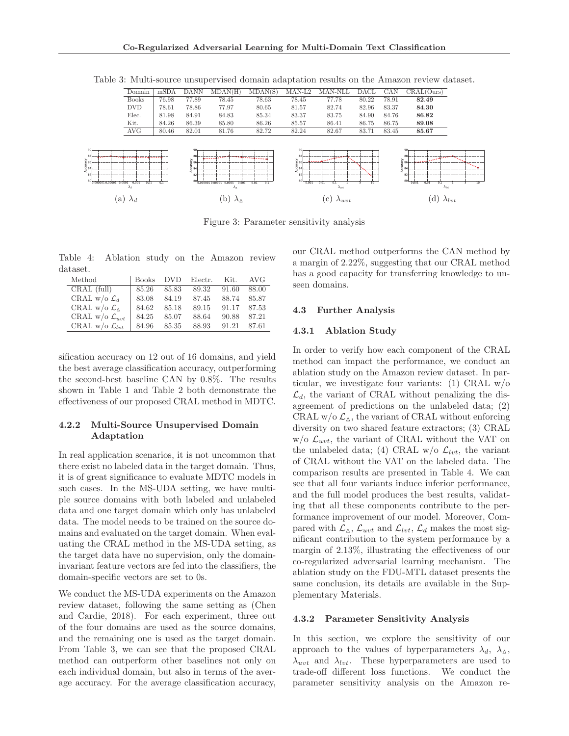Table 3: Multi-source unsupervised domain adaptation results on the Amazon review dataset.

| Domain | mSDA | DANN | MDAN(H) | MDAN(S) | MAN-L2 | MAN-NLL | DACL | CAN | CRAL(Ours) |
|---|---|---|---|---|---|---|---|---|---|
| Books | 76.98 | 77.89 | 78.45 | 78.63 | 78.45 | 77.78 | 80.22 | 78.91 | **82.49** |
| DVD | 78.61 | 78.86 | 77.97 | 80.65 | 81.57 | 82.74 | 82.96 | 83.37 | **84.30** |
| Elec. | 81.98 | 84.91 | 84.83 | 85.34 | 83.37 | 83.75 | 84.90 | 84.76 | **86.82** |
| Kit. | 84.26 | 86.39 | 85.80 | 86.26 | 85.57 | 86.41 | 86.75 | 86.75 | **89.08** |
| AVG | 80.46 | 82.01 | 81.76 | 82.72 | 82.24 | 82.67 | 83.71 | 83.45 | **85.67** |

(a) $\lambda_d$ (b) $\lambda_\triangle$ (c) $\lambda_{uvt}$ (d) $\lambda_{lvt}$

Figure 3: Parameter sensitivity analysis

Table 4: Ablation study on the Amazon review dataset.

| Method | Books | DVD | Electr. | Kit. | AVG |
|---|---|---|---|---|---|
| CRAL (full) | 85.26 | 85.83 | 89.32 | 91.60 | 88.00 |
| CRAL w/o $\mathcal{L}_d$ | 83.08 | 84.19 | 87.45 | 88.74 | 85.87 |
| CRAL w/o $\mathcal{L}_\triangle$ | 84.62 | 85.18 | 89.15 | 91.17 | 87.53 |
| CRAL w/o $\mathcal{L}_{uvt}$ | 84.25 | 85.07 | 88.64 | 90.88 | 87.21 |
| CRAL w/o $\mathcal{L}_{lvt}$ | 84.96 | 85.35 | 88.93 | 91.21 | 87.61 |

sification accuracy on 12 out of 16 domains, and yield the best average classification accuracy, outperforming the second-best baseline CAN by 0.8%. The results shown in Table 1 and Table 2 both demonstrate the effectiveness of our proposed CRAL method in MDTC.

#### 4.2.2 Multi-Source Unsupervised Domain Adaptation

In real application scenarios, it is not uncommon that there exist no labeled data in the target domain. Thus, it is of great significance to evaluate MDTC models in such cases. In the MS-UDA setting, we have multiple source domains with both labeled and unlabeled data and one target domain which only has unlabeled data. The model needs to be trained on the source domains and evaluated on the target domain. When evaluating the CRAL method in the MS-UDA setting, as the target data have no supervision, only the domain-invariant feature vectors are fed into the classifiers, the domain-specific vectors are set to 0s.

We conduct the MS-UDA experiments on the Amazon review dataset, following the same setting as (Chen and Cardie, 2018). For each experiment, three out of the four domains are used as the source domains, and the remaining one is used as the target domain. From Table 3, we can see that the proposed CRAL method can outperform other baselines not only on each individual domain, but also in terms of the average accuracy. For the average classification accuracy, our CRAL method outperforms the CAN method by a margin of 2.22%, suggesting that our CRAL method has a good capacity for transferring knowledge to unseen domains.

### 4.3 Further Analysis

#### 4.3.1 Ablation Study

In order to verify how each component of the CRAL method can impact the performance, we conduct an ablation study on the Amazon review dataset. In particular, we investigate four variants: (1) CRAL w/o $\mathcal{L}_d$, the variant of CRAL without penalizing the disagreement of predictions on the unlabeled data; (2) CRAL w/o $\mathcal{L}_\triangle$, the variant of CRAL without enforcing diversity on two shared feature extractors; (3) CRAL w/o $\mathcal{L}_{uvt}$, the variant of CRAL without the VAT on the unlabeled data; (4) CRAL w/o $\mathcal{L}_{lvt}$, the variant of CRAL without the VAT on the labeled data. The comparison results are presented in Table 4. We can see that all four variants induce inferior performance, and the full model produces the best results, validating that all these components contribute to the performance improvement of our model. Moreover, Compared with $\mathcal{L}_\triangle$, $\mathcal{L}_{uvt}$ and $\mathcal{L}_{lvt}$, $\mathcal{L}_d$ makes the most significant contribution to the system performance by a margin of 2.13%, illustrating the effectiveness of our co-regularized adversarial learning mechanism. The ablation study on the FDU-MTL dataset presents the same conclusion, its details are available in the Supplementary Materials.

#### 4.3.2 Parameter Sensitivity Analysis

In this section, we explore the sensitivity of our approach to the values of hyperparameters $\lambda_d$, $\lambda_\triangle$, $\lambda_{uvt}$ and $\lambda_{lvt}$. These hyperparameters are used to trade-off different loss functions. We conduct the parameter sensitivity analysis on the Amazon re-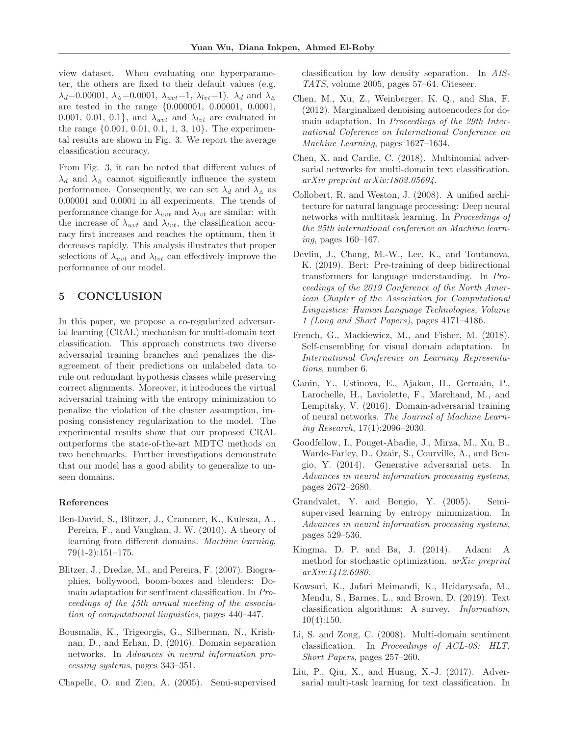view dataset. When evaluating one hyperparameter, the others are fixed to their default values (e.g. $\lambda_d$=0.00001, $\lambda_\vartriangle$=0.0001, $\lambda_{uvt}$=1, $\lambda_{lvt}$=1). $\lambda_d$ and $\lambda_\vartriangle$ are tested in the range {0.000001, 0.00001, 0.0001, 0.001, 0.01, 0.1}, and $\lambda_{uvt}$ and $\lambda_{lvt}$ are evaluated in the range {0.001, 0.01, 0.1, 1, 3, 10}. The experimental results are shown in Fig. 3. We report the average classification accuracy.

From Fig. 3, it can be noted that different values of $\lambda_d$ and $\lambda_\vartriangle$ cannot significantly influence the system performance. Consequently, we can set $\lambda_d$ and $\lambda_\vartriangle$ as 0.00001 and 0.0001 in all experiments. The trends of performance change for $\lambda_{uvt}$ and $\lambda_{lvt}$ are similar: with the increase of $\lambda_{uvt}$ and $\lambda_{lvt}$, the classification accuracy first increases and reaches the optimum, then it decreases rapidly. This analysis illustrates that proper selections of $\lambda_{uvt}$ and $\lambda_{lvt}$ can effectively improve the performance of our model.

# 5 CONCLUSION

In this paper, we propose a co-regularized adversarial learning (CRAL) mechanism for multi-domain text classification. This approach constructs two diverse adversarial training branches and penalizes the disagreement of their predictions on unlabeled data to rule out redundant hypothesis classes while preserving correct alignments. Moreover, it introduces the virtual adversarial training with the entropy minimization to penalize the violation of the cluster assumption, imposing consistency regularization to the model. The experimental results show that our proposed CRAL outperforms the state-of-the-art MDTC methods on two benchmarks. Further investigations demonstrate that our model has a good ability to generalize to unseen domains.

### References

Ben-David, S., Blitzer, J., Crammer, K., Kulesza, A., Pereira, F., and Vaughan, J. W. (2010). A theory of learning from different domains. *Machine learning*, 79(1-2):151–175.

Blitzer, J., Dredze, M., and Pereira, F. (2007). Biographies, bollywood, boom-boxes and blenders: Domain adaptation for sentiment classification. In *Proceedings of the 45th annual meeting of the association of computational linguistics*, pages 440–447.

Bousmalis, K., Trigeorgis, G., Silberman, N., Krishnan, D., and Erhan, D. (2016). Domain separation networks. In *Advances in neural information processing systems*, pages 343–351.

Chapelle, O. and Zien, A. (2005). Semi-supervised classification by low density separation. In *AISTATS*, volume 2005, pages 57–64. Citeseer.

Chen, M., Xu, Z., Weinberger, K. Q., and Sha, F. (2012). Marginalized denoising autoencoders for domain adaptation. In *Proceedings of the 29th International Coference on International Conference on Machine Learning*, pages 1627–1634.

Chen, X. and Cardie, C. (2018). Multinomial adversarial networks for multi-domain text classification. *arXiv preprint arXiv:1802.05694*.

Collobert, R. and Weston, J. (2008). A unified architecture for natural language processing: Deep neural networks with multitask learning. In *Proceedings of the 25th international conference on Machine learning*, pages 160–167.

Devlin, J., Chang, M.-W., Lee, K., and Toutanova, K. (2019). Bert: Pre-training of deep bidirectional transformers for language understanding. In *Proceedings of the 2019 Conference of the North American Chapter of the Association for Computational Linguistics: Human Language Technologies, Volume 1 (Long and Short Papers)*, pages 4171–4186.

French, G., Mackiewicz, M., and Fisher, M. (2018). Self-ensembling for visual domain adaptation. In *International Conference on Learning Representations*, number 6.

Ganin, Y., Ustinova, E., Ajakan, H., Germain, P., Larochelle, H., Laviolette, F., Marchand, M., and Lempitsky, V. (2016). Domain-adversarial training of neural networks. *The Journal of Machine Learning Research*, 17(1):2096–2030.

Goodfellow, I., Pouget-Abadie, J., Mirza, M., Xu, B., Warde-Farley, D., Ozair, S., Courville, A., and Bengio, Y. (2014). Generative adversarial nets. In *Advances in neural information processing systems*, pages 2672–2680.

Grandvalet, Y. and Bengio, Y. (2005). Semi-supervised learning by entropy minimization. In *Advances in neural information processing systems*, pages 529–536.

Kingma, D. P. and Ba, J. (2014). Adam: A method for stochastic optimization. *arXiv preprint arXiv:1412.6980*.

Kowsari, K., Jafari Meimandi, K., Heidarysafa, M., Mendu, S., Barnes, L., and Brown, D. (2019). Text classification algorithms: A survey. *Information*, 10(4):150.

Li, S. and Zong, C. (2008). Multi-domain sentiment classification. In *Proceedings of ACL-08: HLT, Short Papers*, pages 257–260.

Liu, P., Qiu, X., and Huang, X.-J. (2017). Adversarial multi-task learning for text classification. In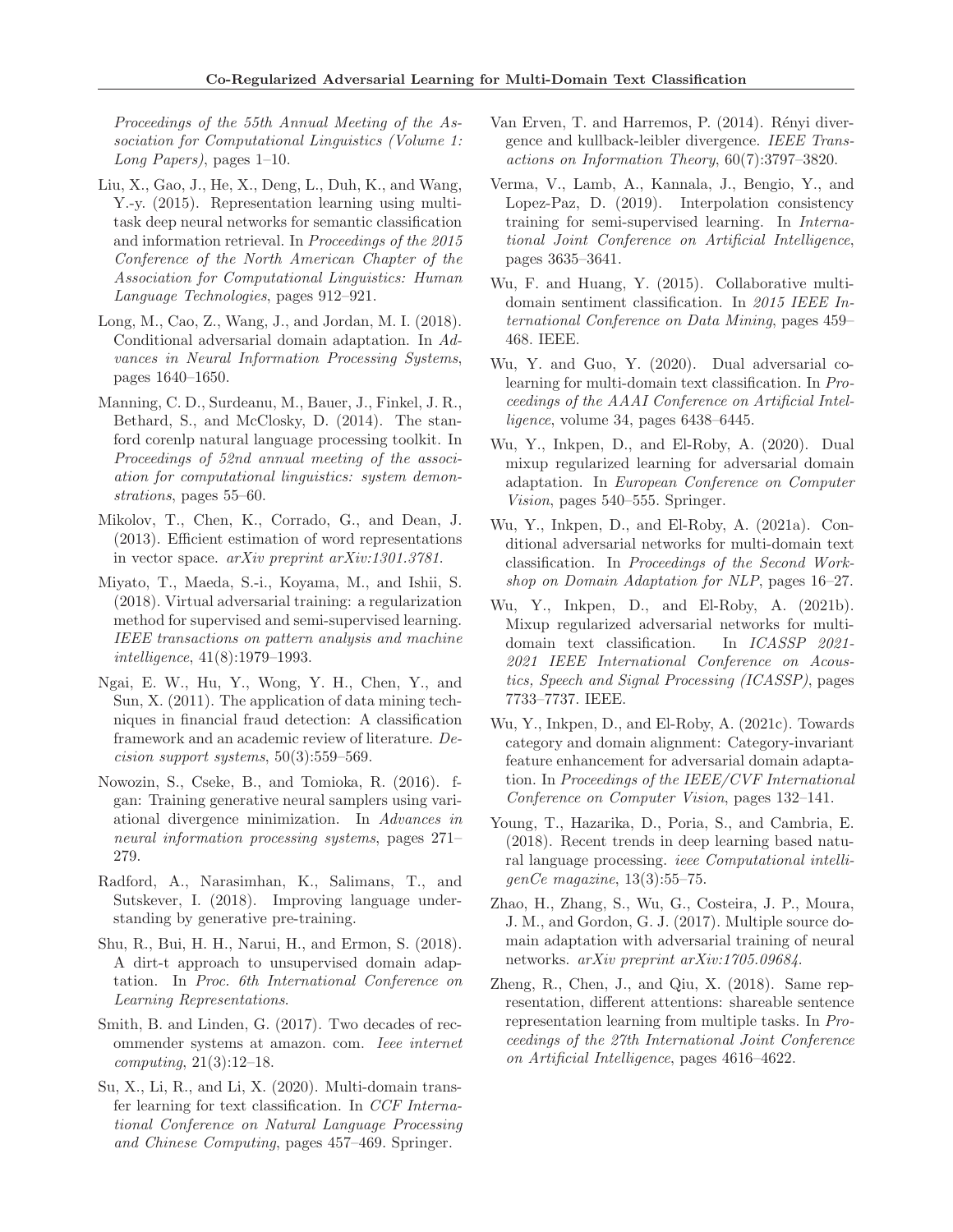*Proceedings of the 55th Annual Meeting of the Association for Computational Linguistics (Volume 1: Long Papers)*, pages 1–10.

Liu, X., Gao, J., He, X., Deng, L., Duh, K., and Wang, Y.-y. (2015). Representation learning using multi-task deep neural networks for semantic classification and information retrieval. In *Proceedings of the 2015 Conference of the North American Chapter of the Association for Computational Linguistics: Human Language Technologies*, pages 912–921.

Long, M., Cao, Z., Wang, J., and Jordan, M. I. (2018). Conditional adversarial domain adaptation. In *Advances in Neural Information Processing Systems*, pages 1640–1650.

Manning, C. D., Surdeanu, M., Bauer, J., Finkel, J. R., Bethard, S., and McClosky, D. (2014). The stanford corenlp natural language processing toolkit. In *Proceedings of 52nd annual meeting of the association for computational linguistics: system demonstrations*, pages 55–60.

Mikolov, T., Chen, K., Corrado, G., and Dean, J. (2013). Efficient estimation of word representations in vector space. *arXiv preprint arXiv:1301.3781*.

Miyato, T., Maeda, S.-i., Koyama, M., and Ishii, S. (2018). Virtual adversarial training: a regularization method for supervised and semi-supervised learning. *IEEE transactions on pattern analysis and machine intelligence*, 41(8):1979–1993.

Ngai, E. W., Hu, Y., Wong, Y. H., Chen, Y., and Sun, X. (2011). The application of data mining techniques in financial fraud detection: A classification framework and an academic review of literature. *Decision support systems*, 50(3):559–569.

Nowozin, S., Cseke, B., and Tomioka, R. (2016). f-gan: Training generative neural samplers using variational divergence minimization. In *Advances in neural information processing systems*, pages 271–279.

Radford, A., Narasimhan, K., Salimans, T., and Sutskever, I. (2018). Improving language understanding by generative pre-training.

Shu, R., Bui, H. H., Narui, H., and Ermon, S. (2018). A dirt-t approach to unsupervised domain adaptation. In *Proc. 6th International Conference on Learning Representations*.

Smith, B. and Linden, G. (2017). Two decades of recommender systems at amazon. com. *Ieee internet computing*, 21(3):12–18.

Su, X., Li, R., and Li, X. (2020). Multi-domain transfer learning for text classification. In *CCF International Conference on Natural Language Processing and Chinese Computing*, pages 457–469. Springer.

Van Erven, T. and Harremos, P. (2014). Rényi divergence and kullback-leibler divergence. *IEEE Transactions on Information Theory*, 60(7):3797–3820.

Verma, V., Lamb, A., Kannala, J., Bengio, Y., and Lopez-Paz, D. (2019). Interpolation consistency training for semi-supervised learning. In *International Joint Conference on Artificial Intelligence*, pages 3635–3641.

Wu, F. and Huang, Y. (2015). Collaborative multi-domain sentiment classification. In *2015 IEEE International Conference on Data Mining*, pages 459–468. IEEE.

Wu, Y. and Guo, Y. (2020). Dual adversarial co-learning for multi-domain text classification. In *Proceedings of the AAAI Conference on Artificial Intelligence*, volume 34, pages 6438–6445.

Wu, Y., Inkpen, D., and El-Roby, A. (2020). Dual mixup regularized learning for adversarial domain adaptation. In *European Conference on Computer Vision*, pages 540–555. Springer.

Wu, Y., Inkpen, D., and El-Roby, A. (2021a). Conditional adversarial networks for multi-domain text classification. In *Proceedings of the Second Workshop on Domain Adaptation for NLP*, pages 16–27.

Wu, Y., Inkpen, D., and El-Roby, A. (2021b). Mixup regularized adversarial networks for multi-domain text classification. In *ICASSP 2021-2021 IEEE International Conference on Acoustics, Speech and Signal Processing (ICASSP)*, pages 7733–7737. IEEE.

Wu, Y., Inkpen, D., and El-Roby, A. (2021c). Towards category and domain alignment: Category-invariant feature enhancement for adversarial domain adaptation. In *Proceedings of the IEEE/CVF International Conference on Computer Vision*, pages 132–141.

Young, T., Hazarika, D., Poria, S., and Cambria, E. (2018). Recent trends in deep learning based natural language processing. *ieee Computational intelligenCe magazine*, 13(3):55–75.

Zhao, H., Zhang, S., Wu, G., Costeira, J. P., Moura, J. M., and Gordon, G. J. (2017). Multiple source domain adaptation with adversarial training of neural networks. *arXiv preprint arXiv:1705.09684*.

Zheng, R., Chen, J., and Qiu, X. (2018). Same representation, different attentions: shareable sentence representation learning from multiple tasks. In *Proceedings of the 27th International Joint Conference on Artificial Intelligence*, pages 4616–4622.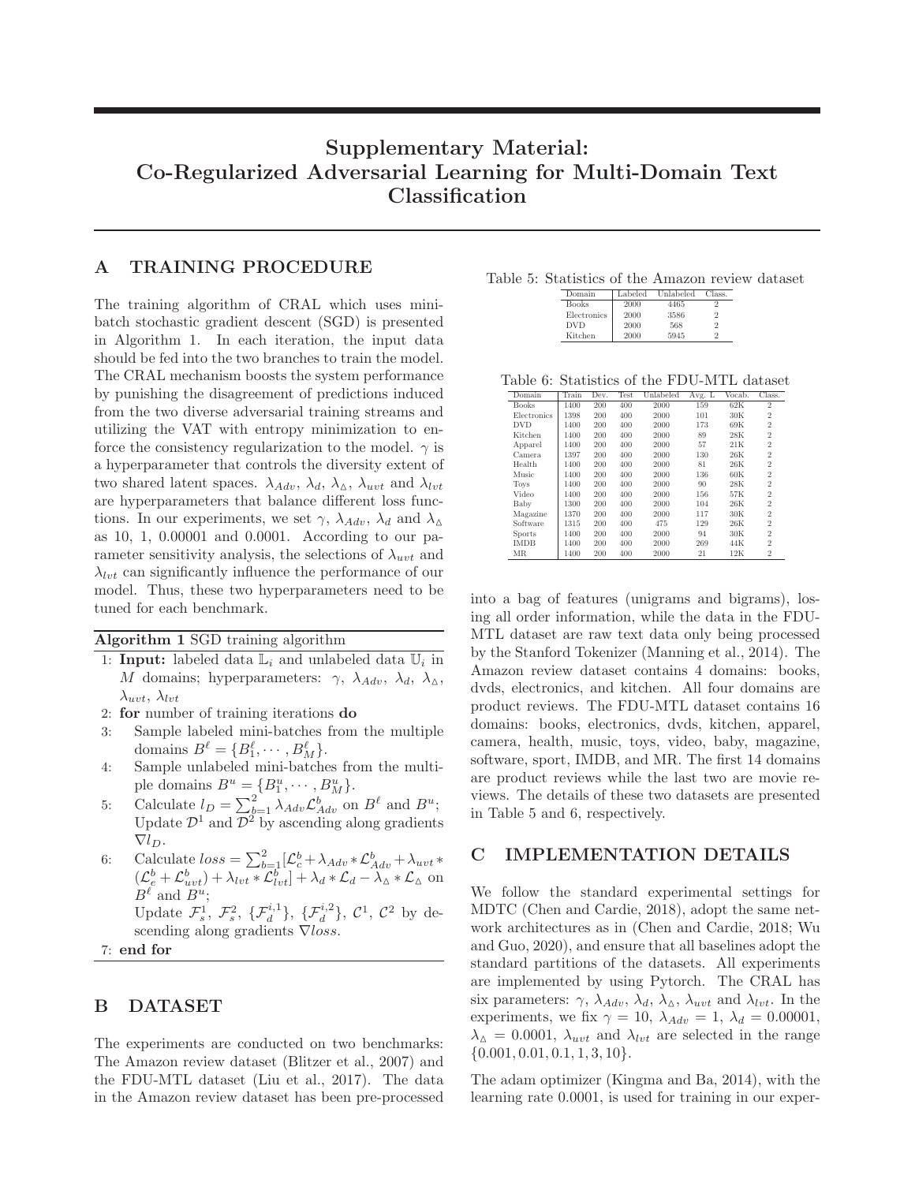# Supplementary Material: Co-Regularized Adversarial Learning for Multi-Domain Text Classification

## A TRAINING PROCEDURE

The training algorithm of CRAL which uses mini-batch stochastic gradient descent (SGD) is presented in Algorithm 1. In each iteration, the input data should be fed into the two branches to train the model. The CRAL mechanism boosts the system performance by punishing the disagreement of predictions induced from the two diverse adversarial training streams and utilizing the VAT with entropy minimization to enforce the consistency regularization to the model. $\gamma$ is a hyperparameter that controls the diversity extent of two shared latent spaces. $\lambda_{Adv}$, $\lambda_d$, $\lambda_{\vartriangle}$, $\lambda_{uvt}$ and $\lambda_{lvt}$ are hyperparameters that balance different loss functions. In our experiments, we set $\gamma$, $\lambda_{Adv}$, $\lambda_d$ and $\lambda_{\vartriangle}$ as 10, 1, 0.00001 and 0.0001. According to our parameter sensitivity analysis, the selections of $\lambda_{uvt}$ and $\lambda_{lvt}$ can significantly influence the performance of our model. Thus, these two hyperparameters need to be tuned for each benchmark.

**Algorithm 1** SGD training algorithm

1: **Input:** labeled data $\mathbb{L}_i$ and unlabeled data $\mathbb{U}_i$ in $M$ domains; hyperparameters: $\gamma$, $\lambda_{Adv}$, $\lambda_d$, $\lambda_{\vartriangle}$, $\lambda_{uvt}$, $\lambda_{lvt}$
2: **for** number of training iterations **do**
3: Sample labeled mini-batches from the multiple domains $B^{\ell} = \{B^{\ell}_1, \cdots, B^{\ell}_M\}$.
4: Sample unlabeled mini-batches from the multiple domains $B^{u} = \{B^{u}_1, \cdots, B^{u}_M\}$.
5: Calculate $l_D = \sum_{b=1}^{2} \lambda_{Adv} \mathcal{L}^b_{Adv}$ on $B^{\ell}$ and $B^{u}$; Update $\mathcal{D}^1$ and $\mathcal{D}^2$ by ascending along gradients $\nabla l_D$.
6: Calculate $loss = \sum_{b=1}^{2} [\mathcal{L}^b_c + \lambda_{Adv} * \mathcal{L}^b_{Adv} + \lambda_{uvt} * (\mathcal{L}^b_e + \mathcal{L}^b_{uvt}) + \lambda_{lvt} * \mathcal{L}^b_{lvt}] + \lambda_d * \mathcal{L}_d - \lambda_{\vartriangle} * \mathcal{L}_{\vartriangle}$ on $B^{\ell}$ and $B^{u}$;
Update $\mathcal{F}^1_s$, $\mathcal{F}^2_s$, $\{\mathcal{F}^{i,1}_d\}$, $\{\mathcal{F}^{i,2}_d\}$, $\mathcal{C}^1$, $\mathcal{C}^2$ by descending along gradients $\nabla loss$.
7: **end for**

## B DATASET

The experiments are conducted on two benchmarks: The Amazon review dataset (Blitzer et al., 2007) and the FDU-MTL dataset (Liu et al., 2017). The data in the Amazon review dataset has been pre-processed into a bag of features (unigrams and bigrams), losing all order information, while the data in the FDU-MTL dataset are raw text data only being processed by the Stanford Tokenizer (Manning et al., 2014). The Amazon review dataset contains 4 domains: books, dvds, electronics, and kitchen. All four domains are product reviews. The FDU-MTL dataset contains 16 domains: books, electronics, dvds, kitchen, apparel, camera, health, music, toys, video, baby, magazine, software, sport, IMDB, and MR. The first 14 domains are product reviews while the last two are movie reviews. The details of these two datasets are presented in Table 5 and 6, respectively.

Table 5: Statistics of the Amazon review dataset

| Domain | Labeled | Unlabeled | Class. |
|---|---|---|---|
| Books | 2000 | 4465 | 2 |
| Electronics | 2000 | 3586 | 2 |
| DVD | 2000 | 568 | 2 |
| Kitchen | 2000 | 5945 | 2 |

Table 6: Statistics of the FDU-MTL dataset

| Domain | Train | Dev. | Test | Unlabeled | Avg. L | Vocab. | Class. |
|---|---|---|---|---|---|---|---|
| Books | 1400 | 200 | 400 | 2000 | 159 | 62K | 2 |
| Electronics | 1398 | 200 | 400 | 2000 | 101 | 30K | 2 |
| DVD | 1400 | 200 | 400 | 2000 | 173 | 69K | 2 |
| Kitchen | 1400 | 200 | 400 | 2000 | 89 | 28K | 2 |
| Apparel | 1400 | 200 | 400 | 2000 | 57 | 21K | 2 |
| Camera | 1397 | 200 | 400 | 2000 | 130 | 26K | 2 |
| Health | 1400 | 200 | 400 | 2000 | 81 | 26K | 2 |
| Music | 1400 | 200 | 400 | 2000 | 136 | 60K | 2 |
| Toys | 1400 | 200 | 400 | 2000 | 90 | 28K | 2 |
| Video | 1400 | 200 | 400 | 2000 | 156 | 57K | 2 |
| Baby | 1300 | 200 | 400 | 2000 | 104 | 26K | 2 |
| Magazine | 1370 | 200 | 400 | 2000 | 117 | 30K | 2 |
| Software | 1315 | 200 | 400 | 475 | 129 | 26K | 2 |
| Sports | 1400 | 200 | 400 | 2000 | 94 | 30K | 2 |
| IMDB | 1400 | 200 | 400 | 2000 | 269 | 44K | 2 |
| MR | 1400 | 200 | 400 | 2000 | 21 | 12K | 2 |

## C IMPLEMENTATION DETAILS

We follow the standard experimental settings for MDTC (Chen and Cardie, 2018), adopt the same network architectures as in (Chen and Cardie, 2018; Wu and Guo, 2020), and ensure that all baselines adopt the standard partitions of the datasets. All experiments are implemented by using Pytorch. The CRAL has six parameters: $\gamma$, $\lambda_{Adv}$, $\lambda_d$, $\lambda_{\vartriangle}$, $\lambda_{uvt}$ and $\lambda_{lvt}$. In the experiments, we fix $\gamma = 10$, $\lambda_{Adv} = 1$, $\lambda_d = 0.00001$, $\lambda_{\vartriangle} = 0.0001$, $\lambda_{uvt}$ and $\lambda_{lvt}$ are selected in the range $\{0.001, 0.01, 0.1, 1, 3, 10\}$.

The adam optimizer (Kingma and Ba, 2014), with the learning rate 0.0001, is used for training in our exper-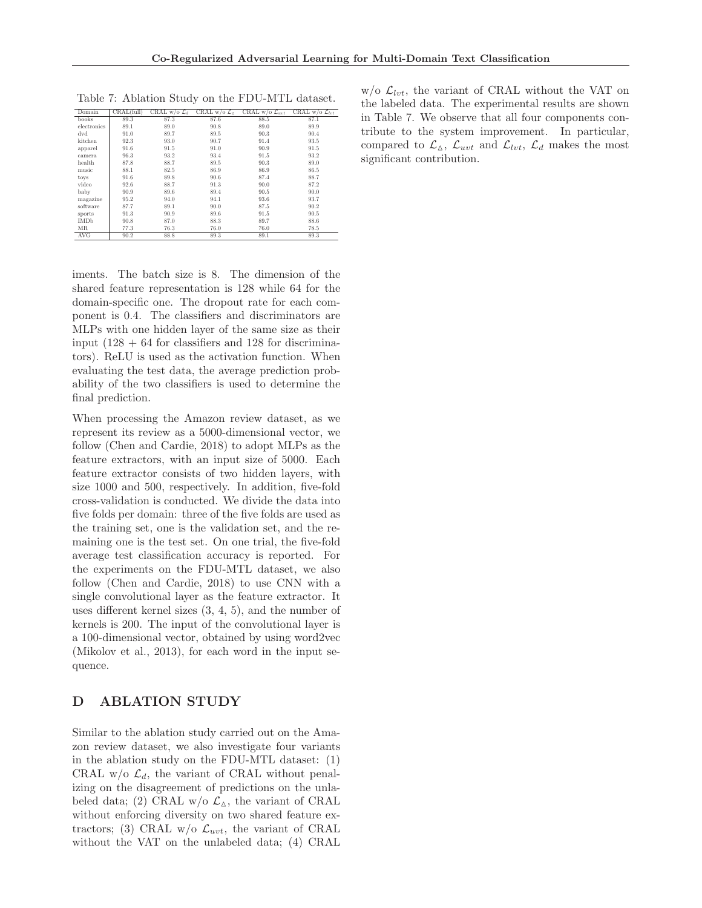Table 7: Ablation Study on the FDU-MTL dataset.

| Domain | CRAL(full) | CRAL w/o $\mathcal{L}_d$ | CRAL w/o $\mathcal{L}_\triangle$ | CRAL w/o $\mathcal{L}_{uvt}$ | CRAL w/o $\mathcal{L}_{lvt}$ |
|---|---|---|---|---|---|
| books | 89.3 | 87.3 | 87.6 | 88.5 | 87.1 |
| electronics | 89.1 | 89.0 | 90.8 | 89.0 | 89.9 |
| dvd | 91.0 | 89.7 | 89.5 | 90.3 | 90.4 |
| kitchen | 92.3 | 93.0 | 90.7 | 91.4 | 93.5 |
| apparel | 91.6 | 91.5 | 91.0 | 90.9 | 91.5 |
| camera | 96.3 | 93.2 | 93.4 | 91.5 | 93.2 |
| health | 87.8 | 88.7 | 89.5 | 90.3 | 89.0 |
| music | 88.1 | 82.5 | 86.9 | 86.9 | 86.5 |
| toys | 91.6 | 89.8 | 90.6 | 87.4 | 88.7 |
| video | 92.6 | 88.7 | 91.3 | 90.0 | 87.2 |
| baby | 90.9 | 89.6 | 89.4 | 90.5 | 90.0 |
| magazine | 95.2 | 94.0 | 94.1 | 93.6 | 93.7 |
| software | 87.7 | 89.1 | 90.0 | 87.5 | 90.2 |
| sports | 91.3 | 90.9 | 89.6 | 91.5 | 90.5 |
| IMDb | 90.8 | 87.0 | 88.3 | 89.7 | 88.6 |
| MR | 77.3 | 76.3 | 76.0 | 76.0 | 78.5 |
| AVG | 90.2 | 88.8 | 89.3 | 89.1 | 89.3 |

iments. The batch size is 8. The dimension of the shared feature representation is 128 while 64 for the domain-specific one. The dropout rate for each component is 0.4. The classifiers and discriminators are MLPs with one hidden layer of the same size as their input (128 + 64 for classifiers and 128 for discriminators). ReLU is used as the activation function. When evaluating the test data, the average prediction probability of the two classifiers is used to determine the final prediction.

When processing the Amazon review dataset, as we represent its review as a 5000-dimensional vector, we follow (Chen and Cardie, 2018) to adopt MLPs as the feature extractors, with an input size of 5000. Each feature extractor consists of two hidden layers, with size 1000 and 500, respectively. In addition, five-fold cross-validation is conducted. We divide the data into five folds per domain: three of the five folds are used as the training set, one is the validation set, and the remaining one is the test set. On one trial, the five-fold average test classification accuracy is reported. For the experiments on the FDU-MTL dataset, we also follow (Chen and Cardie, 2018) to use CNN with a single convolutional layer as the feature extractor. It uses different kernel sizes (3, 4, 5), and the number of kernels is 200. The input of the convolutional layer is a 100-dimensional vector, obtained by using word2vec (Mikolov et al., 2013), for each word in the input sequence.

# D ABLATION STUDY

Similar to the ablation study carried out on the Amazon review dataset, we also investigate four variants in the ablation study on the FDU-MTL dataset: (1) CRAL w/o $\mathcal{L}_d$, the variant of CRAL without penalizing on the disagreement of predictions on the unlabeled data; (2) CRAL w/o $\mathcal{L}_\triangle$, the variant of CRAL without enforcing diversity on two shared feature extractors; (3) CRAL w/o $\mathcal{L}_{uvt}$, the variant of CRAL without the VAT on the unlabeled data; (4) CRAL w/o $\mathcal{L}_{lvt}$, the variant of CRAL without the VAT on the labeled data. The experimental results are shown in Table 7. We observe that all four components contribute to the system improvement. In particular, compared to $\mathcal{L}_\triangle$, $\mathcal{L}_{uvt}$ and $\mathcal{L}_{lvt}$, $\mathcal{L}_d$ makes the most significant contribution.